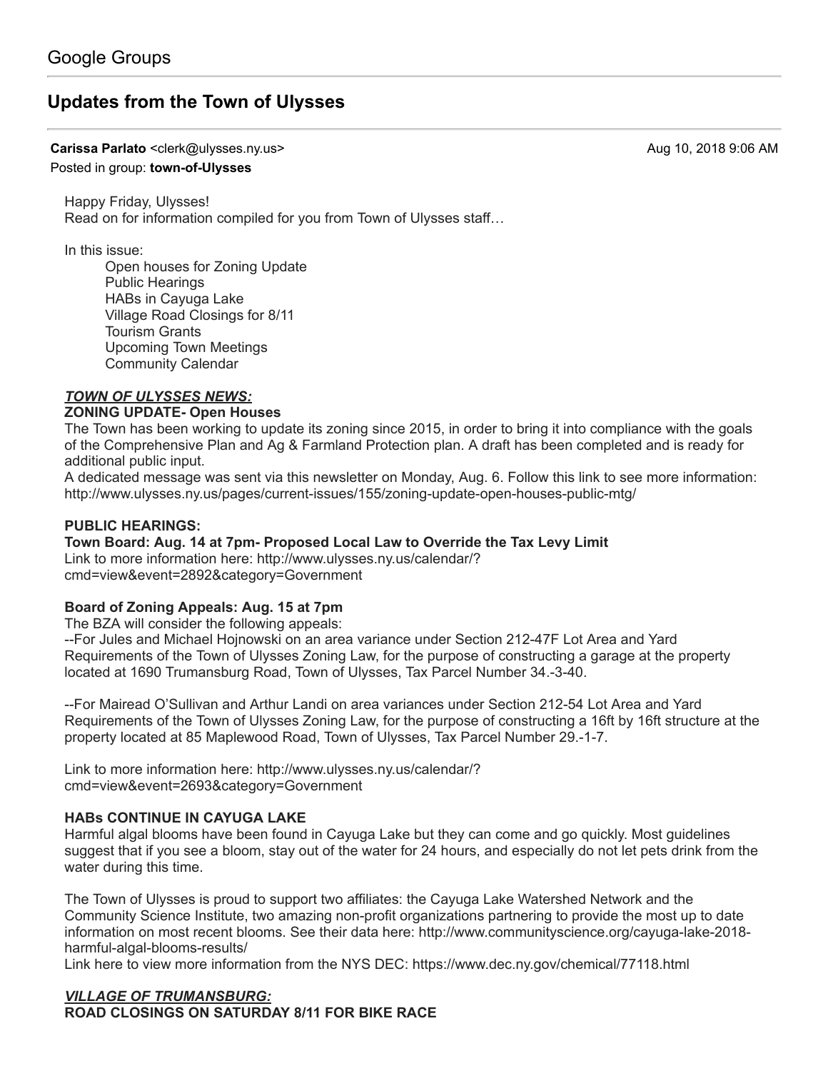Google Groups

# Updates from the Town of Ulysses

**Carissa Parlato** <clerk@ulysses.ny.us> Aug 10, 2018 9:06 AM

Posted in group: **town-of-Ulysses**

Happy Friday, Ulysses!
Read on for information compiled for you from Town of Ulysses staff…

In this issue:

- Open houses for Zoning Update
- Public Hearings
- HABs in Cayuga Lake
- Village Road Closings for 8/11
- Tourism Grants
- Upcoming Town Meetings
- Community Calendar

***TOWN OF ULYSSES NEWS:***

**ZONING UPDATE- Open Houses**

The Town has been working to update its zoning since 2015, in order to bring it into compliance with the goals of the Comprehensive Plan and Ag & Farmland Protection plan. A draft has been completed and is ready for additional public input.

A dedicated message was sent via this newsletter on Monday, Aug. 6. Follow this link to see more information: http://www.ulysses.ny.us/pages/current-issues/155/zoning-update-open-houses-public-mtg/

**PUBLIC HEARINGS:**

**Town Board: Aug. 14 at 7pm- Proposed Local Law to Override the Tax Levy Limit**

Link to more information here: http://www.ulysses.ny.us/calendar/?cmd=view&event=2892&category=Government

**Board of Zoning Appeals: Aug. 15 at 7pm**

The BZA will consider the following appeals:

--For Jules and Michael Hojnowski on an area variance under Section 212-47F Lot Area and Yard Requirements of the Town of Ulysses Zoning Law, for the purpose of constructing a garage at the property located at 1690 Trumansburg Road, Town of Ulysses, Tax Parcel Number 34.-3-40.

--For Mairead O'Sullivan and Arthur Landi on area variances under Section 212-54 Lot Area and Yard Requirements of the Town of Ulysses Zoning Law, for the purpose of constructing a 16ft by 16ft structure at the property located at 85 Maplewood Road, Town of Ulysses, Tax Parcel Number 29.-1-7.

Link to more information here: http://www.ulysses.ny.us/calendar/?cmd=view&event=2693&category=Government

**HABs CONTINUE IN CAYUGA LAKE**

Harmful algal blooms have been found in Cayuga Lake but they can come and go quickly. Most guidelines suggest that if you see a bloom, stay out of the water for 24 hours, and especially do not let pets drink from the water during this time.

The Town of Ulysses is proud to support two affiliates: the Cayuga Lake Watershed Network and the Community Science Institute, two amazing non-profit organizations partnering to provide the most up to date information on most recent blooms. See their data here: http://www.communityscience.org/cayuga-lake-2018-harmful-algal-blooms-results/

Link here to view more information from the NYS DEC: https://www.dec.ny.gov/chemical/77118.html

***VILLAGE OF TRUMANSBURG:***

**ROAD CLOSINGS ON SATURDAY 8/11 FOR BIKE RACE**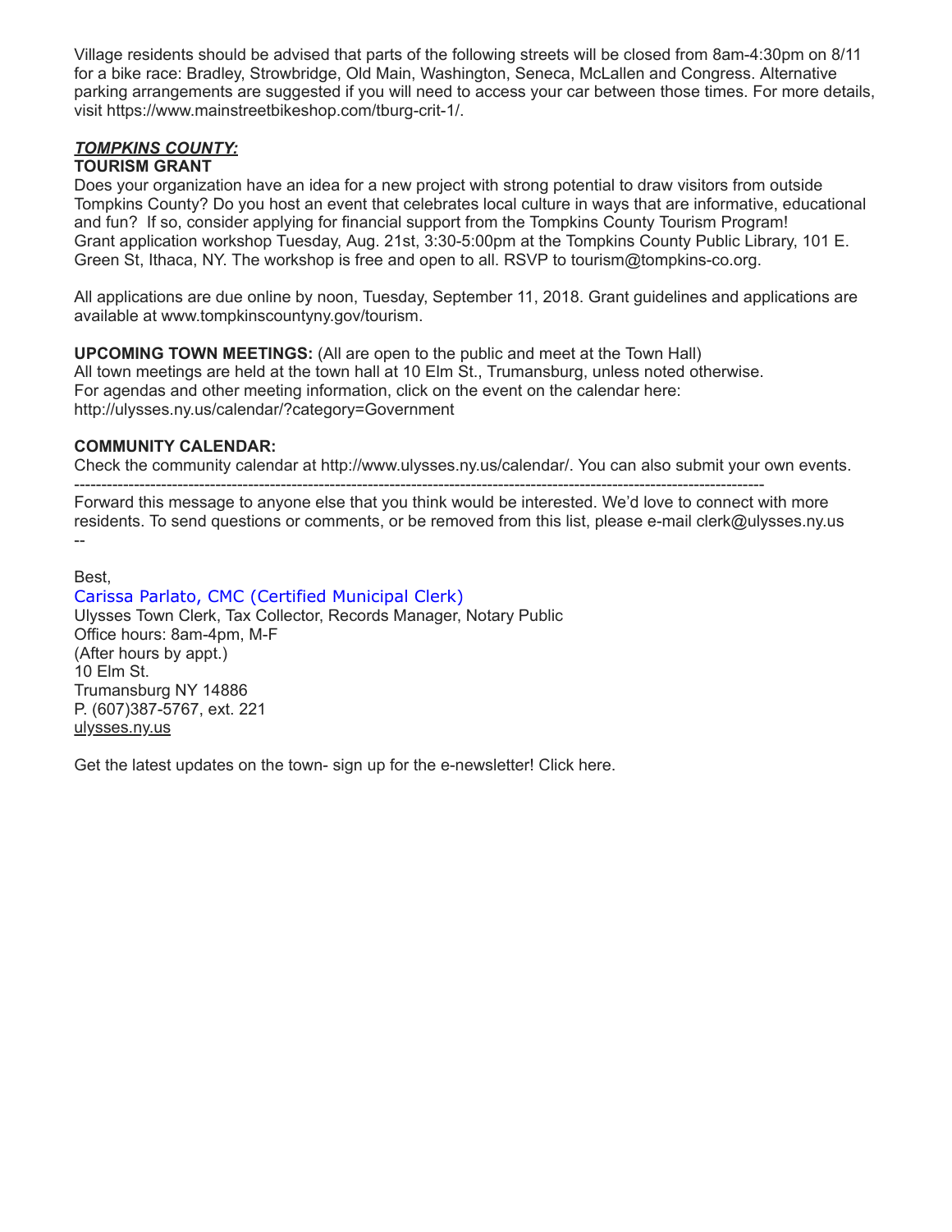Village residents should be advised that parts of the following streets will be closed from 8am-4:30pm on 8/11 for a bike race: Bradley, Strowbridge, Old Main, Washington, Seneca, McLallen and Congress. Alternative parking arrangements are suggested if you will need to access your car between those times. For more details, visit https://www.mainstreetbikeshop.com/tburg-crit-1/.

***TOMPKINS COUNTY:***

**TOURISM GRANT**

Does your organization have an idea for a new project with strong potential to draw visitors from outside Tompkins County? Do you host an event that celebrates local culture in ways that are informative, educational and fun? If so, consider applying for financial support from the Tompkins County Tourism Program!
Grant application workshop Tuesday, Aug. 21st, 3:30-5:00pm at the Tompkins County Public Library, 101 E. Green St, Ithaca, NY. The workshop is free and open to all. RSVP to tourism@tompkins-co.org.

All applications are due online by noon, Tuesday, September 11, 2018. Grant guidelines and applications are available at www.tompkinscountyny.gov/tourism.

**UPCOMING TOWN MEETINGS:** (All are open to the public and meet at the Town Hall)
All town meetings are held at the town hall at 10 Elm St., Trumansburg, unless noted otherwise.
For agendas and other meeting information, click on the event on the calendar here:
http://ulysses.ny.us/calendar/?category=Government

**COMMUNITY CALENDAR:**

Check the community calendar at http://www.ulysses.ny.us/calendar/. You can also submit your own events.

--------------------------------------------------------------------------------------------------------------------------------

Forward this message to anyone else that you think would be interested. We'd love to connect with more residents. To send questions or comments, or be removed from this list, please e-mail clerk@ulysses.ny.us

--

Best,

Carissa Parlato, CMC (Certified Municipal Clerk)
Ulysses Town Clerk, Tax Collector, Records Manager, Notary Public
Office hours: 8am-4pm, M-F
(After hours by appt.)
10 Elm St.
Trumansburg NY 14886
P. (607)387-5767, ext. 221
ulysses.ny.us

Get the latest updates on the town- sign up for the e-newsletter! Click here.